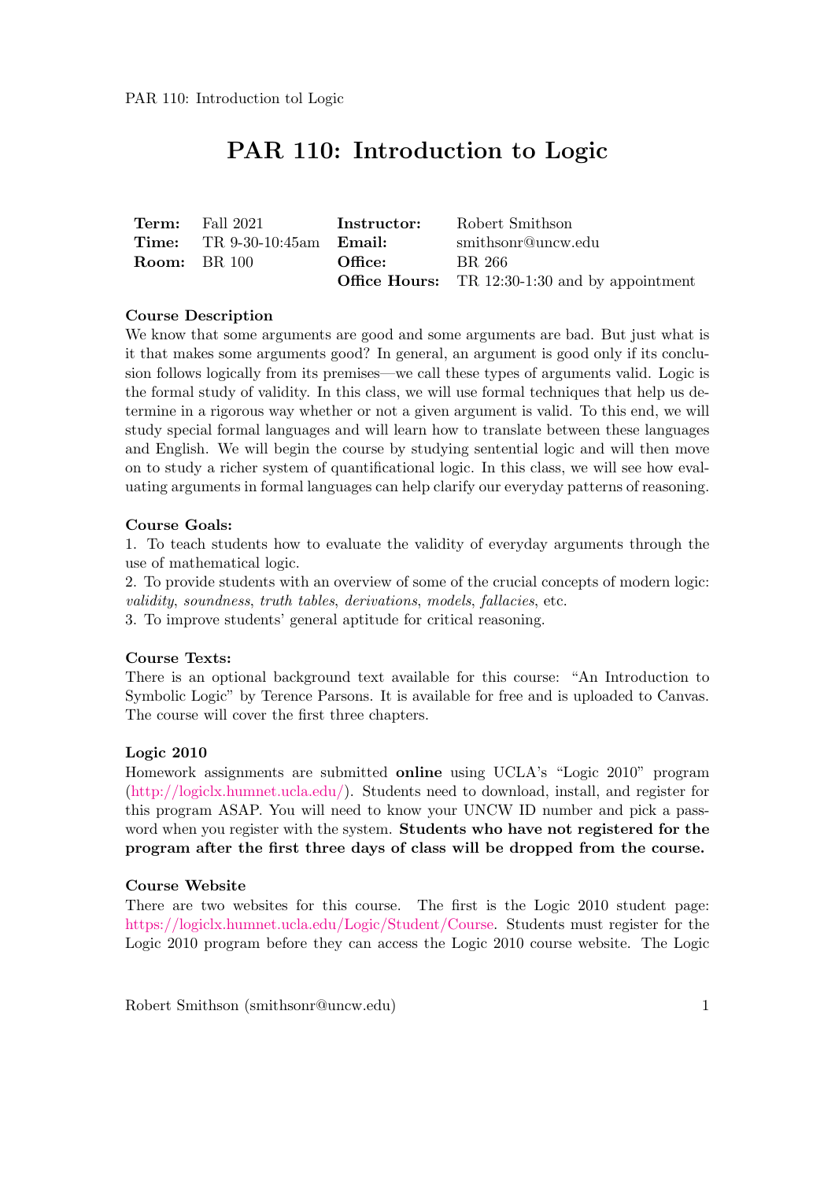# PAR 110: Introduction to Logic

| **Term:** | Fall 2021 | **Instructor:** | Robert Smithson |
|---|---|---|---|
| **Time:** | TR 9-30-10:45am | **Email:** | smithsonr@uncw.edu |
| **Room:** | BR 100 | **Office:** | BR 266 |
| | | **Office Hours:** | TR 12:30-1:30 and by appointment |

### Course Description

We know that some arguments are good and some arguments are bad. But just what is it that makes some arguments good? In general, an argument is good only if its conclusion follows logically from its premises—we call these types of arguments valid. Logic is the formal study of validity. In this class, we will use formal techniques that help us determine in a rigorous way whether or not a given argument is valid. To this end, we will study special formal languages and will learn how to translate between these languages and English. We will begin the course by studying sentential logic and will then move on to study a richer system of quantificational logic. In this class, we will see how evaluating arguments in formal languages can help clarify our everyday patterns of reasoning.

### Course Goals:

1. To teach students how to evaluate the validity of everyday arguments through the use of mathematical logic.
2. To provide students with an overview of some of the crucial concepts of modern logic: *validity*, *soundness*, *truth tables*, *derivations*, *models*, *fallacies*, etc.
3. To improve students' general aptitude for critical reasoning.

### Course Texts:

There is an optional background text available for this course: "An Introduction to Symbolic Logic" by Terence Parsons. It is available for free and is uploaded to Canvas. The course will cover the first three chapters.

### Logic 2010

Homework assignments are submitted **online** using UCLA's "Logic 2010" program (http://logiclx.humnet.ucla.edu/). Students need to download, install, and register for this program ASAP. You will need to know your UNCW ID number and pick a password when you register with the system. **Students who have not registered for the program after the first three days of class will be dropped from the course.**

### Course Website

There are two websites for this course. The first is the Logic 2010 student page: https://logiclx.humnet.ucla.edu/Logic/Student/Course. Students must register for the Logic 2010 program before they can access the Logic 2010 course website. The Logic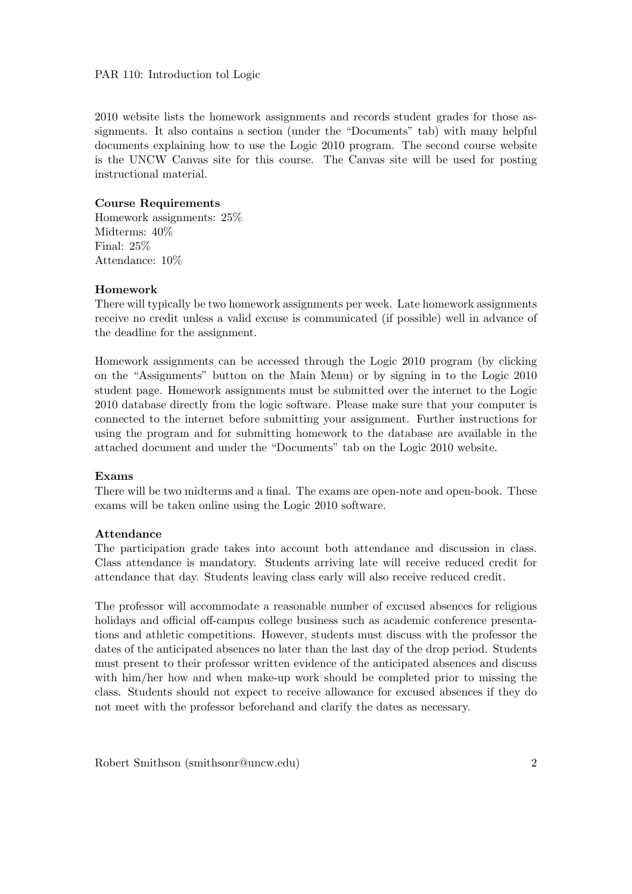2010 website lists the homework assignments and records student grades for those assignments. It also contains a section (under the "Documents" tab) with many helpful documents explaining how to use the Logic 2010 program. The second course website is the UNCW Canvas site for this course. The Canvas site will be used for posting instructional material.

**Course Requirements**
Homework assignments: 25%
Midterms: 40%
Final: 25%
Attendance: 10%

**Homework**
There will typically be two homework assignments per week. Late homework assignments receive no credit unless a valid excuse is communicated (if possible) well in advance of the deadline for the assignment.

Homework assignments can be accessed through the Logic 2010 program (by clicking on the "Assignments" button on the Main Menu) or by signing in to the Logic 2010 student page. Homework assignments must be submitted over the internet to the Logic 2010 database directly from the logic software. Please make sure that your computer is connected to the internet before submitting your assignment. Further instructions for using the program and for submitting homework to the database are available in the attached document and under the "Documents" tab on the Logic 2010 website.

**Exams**
There will be two midterms and a final. The exams are open-note and open-book. These exams will be taken online using the Logic 2010 software.

**Attendance**
The participation grade takes into account both attendance and discussion in class. Class attendance is mandatory. Students arriving late will receive reduced credit for attendance that day. Students leaving class early will also receive reduced credit.

The professor will accommodate a reasonable number of excused absences for religious holidays and official off-campus college business such as academic conference presentations and athletic competitions. However, students must discuss with the professor the dates of the anticipated absences no later than the last day of the drop period. Students must present to their professor written evidence of the anticipated absences and discuss with him/her how and when make-up work should be completed prior to missing the class. Students should not expect to receive allowance for excused absences if they do not meet with the professor beforehand and clarify the dates as necessary.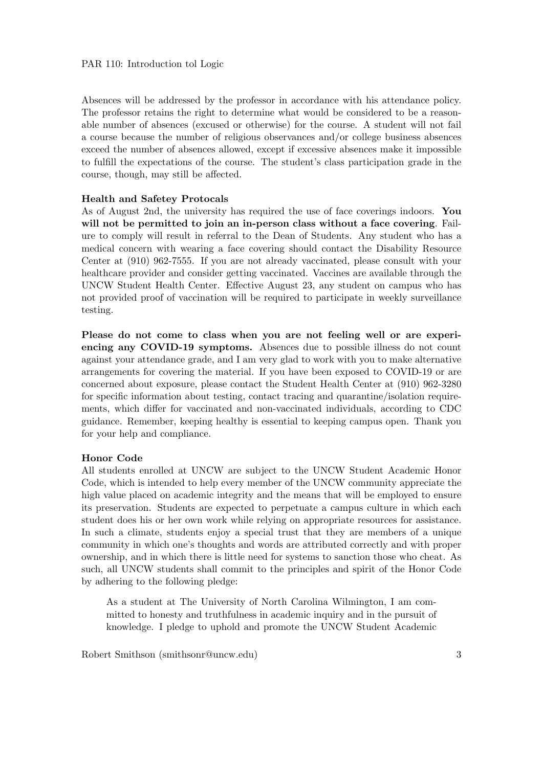Absences will be addressed by the professor in accordance with his attendance policy. The professor retains the right to determine what would be considered to be a reasonable number of absences (excused or otherwise) for the course. A student will not fail a course because the number of religious observances and/or college business absences exceed the number of absences allowed, except if excessive absences make it impossible to fulfill the expectations of the course. The student's class participation grade in the course, though, may still be affected.

**Health and Safetey Protocals**

As of August 2nd, the university has required the use of face coverings indoors. **You will not be permitted to join an in-person class without a face covering**. Failure to comply will result in referral to the Dean of Students. Any student who has a medical concern with wearing a face covering should contact the Disability Resource Center at (910) 962-7555. If you are not already vaccinated, please consult with your healthcare provider and consider getting vaccinated. Vaccines are available through the UNCW Student Health Center. Effective August 23, any student on campus who has not provided proof of vaccination will be required to participate in weekly surveillance testing.

**Please do not come to class when you are not feeling well or are experiencing any COVID-19 symptoms.** Absences due to possible illness do not count against your attendance grade, and I am very glad to work with you to make alternative arrangements for covering the material. If you have been exposed to COVID-19 or are concerned about exposure, please contact the Student Health Center at (910) 962-3280 for specific information about testing, contact tracing and quarantine/isolation requirements, which differ for vaccinated and non-vaccinated individuals, according to CDC guidance. Remember, keeping healthy is essential to keeping campus open. Thank you for your help and compliance.

**Honor Code**

All students enrolled at UNCW are subject to the UNCW Student Academic Honor Code, which is intended to help every member of the UNCW community appreciate the high value placed on academic integrity and the means that will be employed to ensure its preservation. Students are expected to perpetuate a campus culture in which each student does his or her own work while relying on appropriate resources for assistance. In such a climate, students enjoy a special trust that they are members of a unique community in which one's thoughts and words are attributed correctly and with proper ownership, and in which there is little need for systems to sanction those who cheat. As such, all UNCW students shall commit to the principles and spirit of the Honor Code by adhering to the following pledge:

> As a student at The University of North Carolina Wilmington, I am committed to honesty and truthfulness in academic inquiry and in the pursuit of knowledge. I pledge to uphold and promote the UNCW Student Academic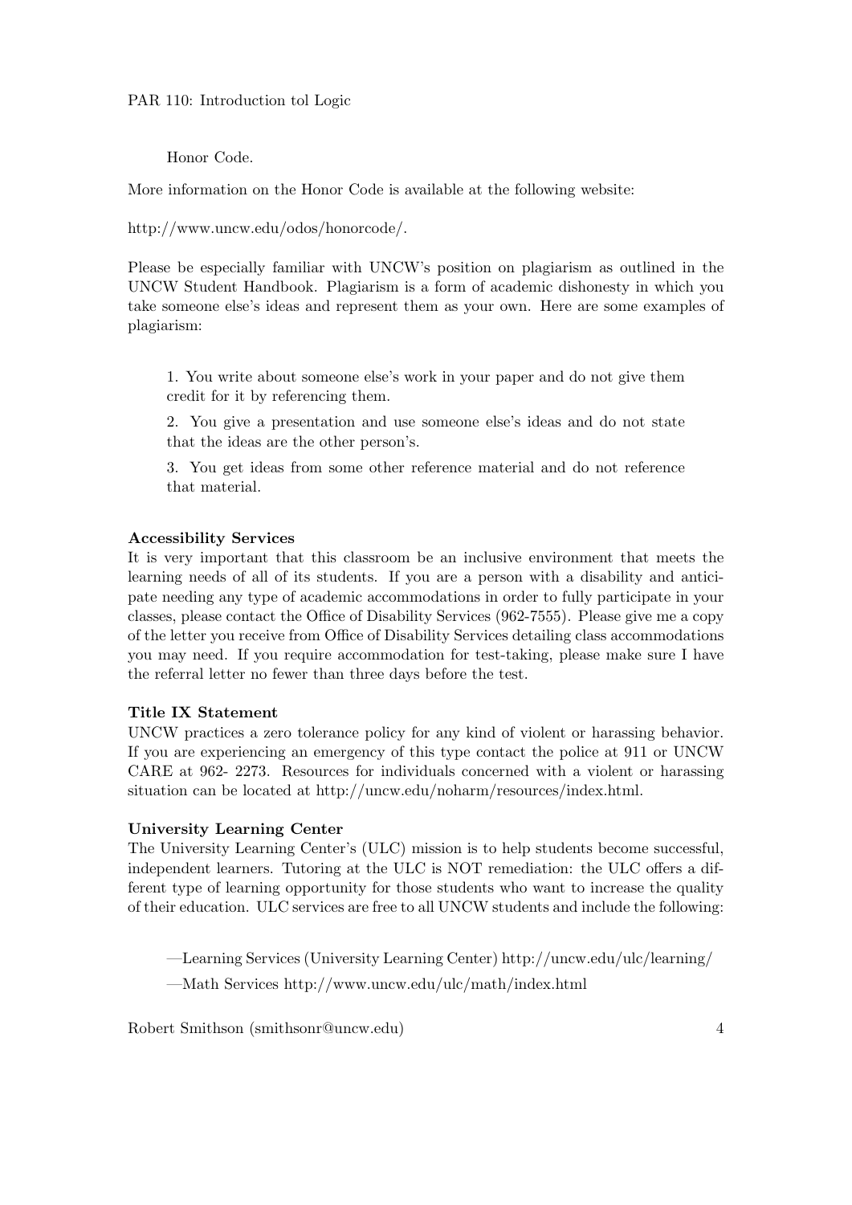Honor Code.

More information on the Honor Code is available at the following website:

http://www.uncw.edu/odos/honorcode/.

Please be especially familiar with UNCW's position on plagiarism as outlined in the UNCW Student Handbook. Plagiarism is a form of academic dishonesty in which you take someone else's ideas and represent them as your own. Here are some examples of plagiarism:

1. You write about someone else's work in your paper and do not give them credit for it by referencing them.

2. You give a presentation and use someone else's ideas and do not state that the ideas are the other person's.

3. You get ideas from some other reference material and do not reference that material.

**Accessibility Services**

It is very important that this classroom be an inclusive environment that meets the learning needs of all of its students. If you are a person with a disability and anticipate needing any type of academic accommodations in order to fully participate in your classes, please contact the Office of Disability Services (962-7555). Please give me a copy of the letter you receive from Office of Disability Services detailing class accommodations you may need. If you require accommodation for test-taking, please make sure I have the referral letter no fewer than three days before the test.

**Title IX Statement**

UNCW practices a zero tolerance policy for any kind of violent or harassing behavior. If you are experiencing an emergency of this type contact the police at 911 or UNCW CARE at 962- 2273. Resources for individuals concerned with a violent or harassing situation can be located at http://uncw.edu/noharm/resources/index.html.

**University Learning Center**

The University Learning Center's (ULC) mission is to help students become successful, independent learners. Tutoring at the ULC is NOT remediation: the ULC offers a different type of learning opportunity for those students who want to increase the quality of their education. ULC services are free to all UNCW students and include the following:

—Learning Services (University Learning Center) http://uncw.edu/ulc/learning/

—Math Services http://www.uncw.edu/ulc/math/index.html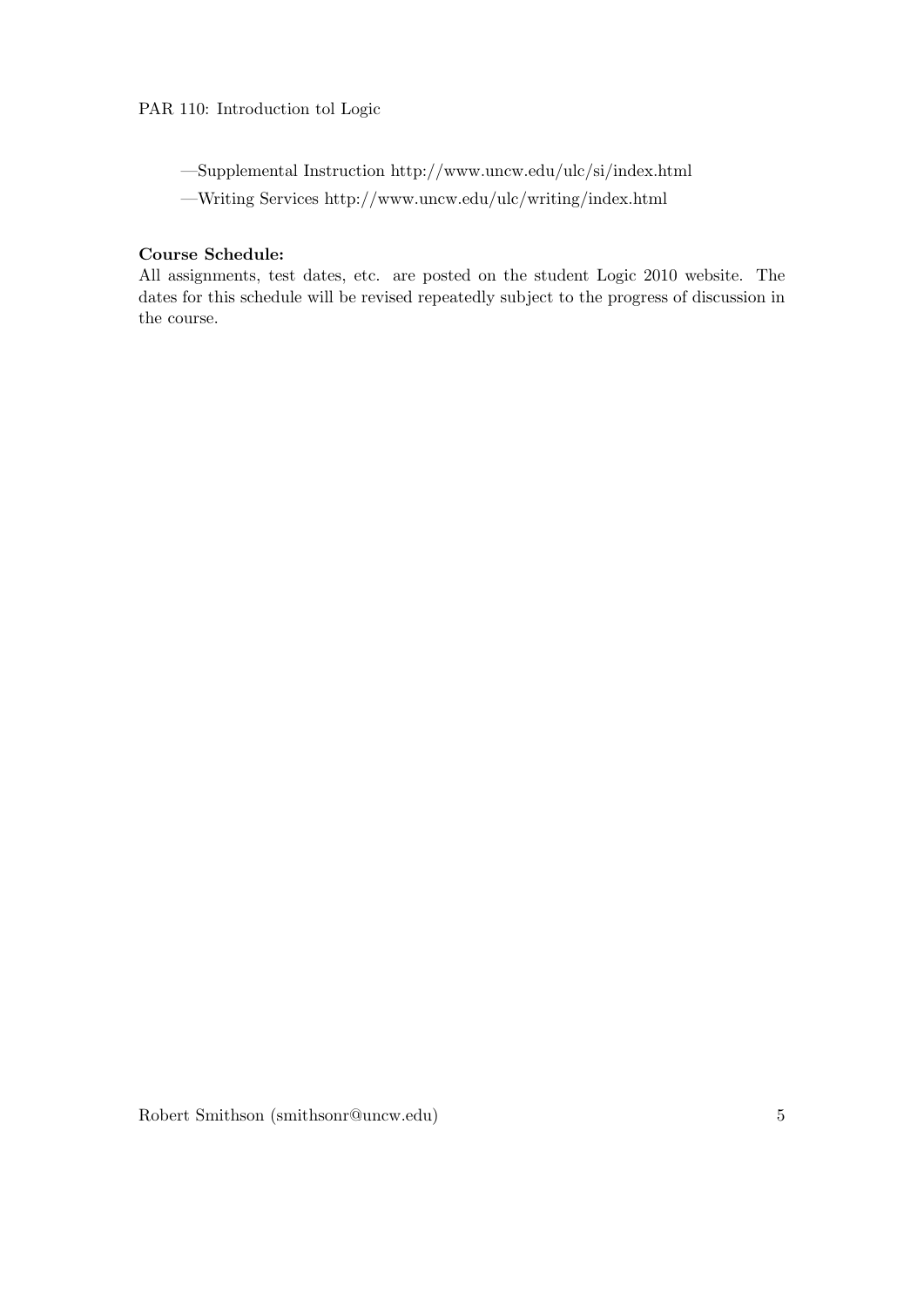—Supplemental Instruction http://www.uncw.edu/ulc/si/index.html

—Writing Services http://www.uncw.edu/ulc/writing/index.html

**Course Schedule:**
All assignments, test dates, etc. are posted on the student Logic 2010 website. The dates for this schedule will be revised repeatedly subject to the progress of discussion in the course.